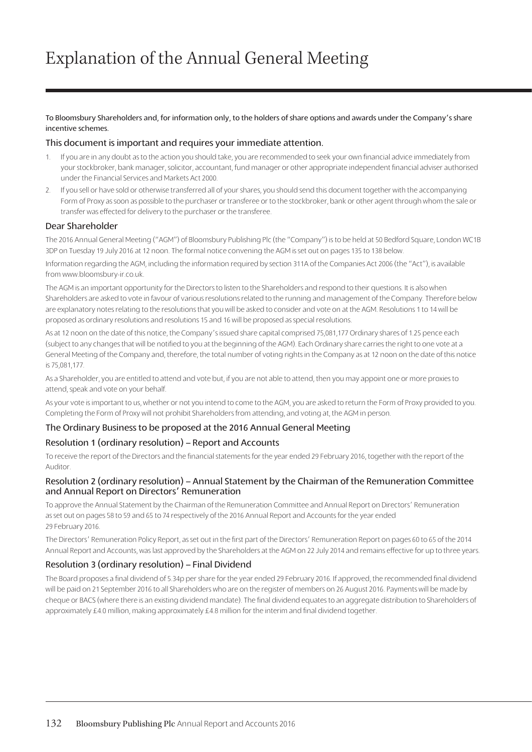# Explanation of the Annual General Meeting

To Bloomsbury Shareholders and, for information only, to the holders of share options and awards under the Company's share incentive schemes.

## This document is important and requires your immediate attention.

1. If you are in any doubt as to the action you should take, you are recommended to seek your own financial advice immediately from your stockbroker, bank manager, solicitor, accountant, fund manager or other appropriate independent financial adviser authorised under the Financial Services and Markets Act 2000.
2. If you sell or have sold or otherwise transferred all of your shares, you should send this document together with the accompanying Form of Proxy as soon as possible to the purchaser or transferee or to the stockbroker, bank or other agent through whom the sale or transfer was effected for delivery to the purchaser or the transferee.

## Dear Shareholder

The 2016 Annual General Meeting ("AGM") of Bloomsbury Publishing Plc (the "Company") is to be held at 50 Bedford Square, London WC1B 3DP on Tuesday 19 July 2016 at 12 noon. The formal notice convening the AGM is set out on pages 135 to 138 below.

Information regarding the AGM, including the information required by section 311A of the Companies Act 2006 (the "Act"), is available from www.bloomsbury-ir.co.uk.

The AGM is an important opportunity for the Directors to listen to the Shareholders and respond to their questions. It is also when Shareholders are asked to vote in favour of various resolutions related to the running and management of the Company. Therefore below are explanatory notes relating to the resolutions that you will be asked to consider and vote on at the AGM. Resolutions 1 to 14 will be proposed as ordinary resolutions and resolutions 15 and 16 will be proposed as special resolutions.

As at 12 noon on the date of this notice, the Company's issued share capital comprised 75,081,177 Ordinary shares of 1.25 pence each (subject to any changes that will be notified to you at the beginning of the AGM). Each Ordinary share carries the right to one vote at a General Meeting of the Company and, therefore, the total number of voting rights in the Company as at 12 noon on the date of this notice is 75,081,177.

As a Shareholder, you are entitled to attend and vote but, if you are not able to attend, then you may appoint one or more proxies to attend, speak and vote on your behalf.

As your vote is important to us, whether or not you intend to come to the AGM, you are asked to return the Form of Proxy provided to you. Completing the Form of Proxy will not prohibit Shareholders from attending, and voting at, the AGM in person.

## The Ordinary Business to be proposed at the 2016 Annual General Meeting

### Resolution 1 (ordinary resolution) – Report and Accounts

To receive the report of the Directors and the financial statements for the year ended 29 February 2016, together with the report of the Auditor.

### Resolution 2 (ordinary resolution) – Annual Statement by the Chairman of the Remuneration Committee and Annual Report on Directors' Remuneration

To approve the Annual Statement by the Chairman of the Remuneration Committee and Annual Report on Directors' Remuneration as set out on pages 58 to 59 and 65 to 74 respectively of the 2016 Annual Report and Accounts for the year ended 29 February 2016.

The Directors' Remuneration Policy Report, as set out in the first part of the Directors' Remuneration Report on pages 60 to 65 of the 2014 Annual Report and Accounts, was last approved by the Shareholders at the AGM on 22 July 2014 and remains effective for up to three years.

### Resolution 3 (ordinary resolution) – Final Dividend

The Board proposes a final dividend of 5.34p per share for the year ended 29 February 2016. If approved, the recommended final dividend will be paid on 21 September 2016 to all Shareholders who are on the register of members on 26 August 2016. Payments will be made by cheque or BACS (where there is an existing dividend mandate). The final dividend equates to an aggregate distribution to Shareholders of approximately £4.0 million, making approximately £4.8 million for the interim and final dividend together.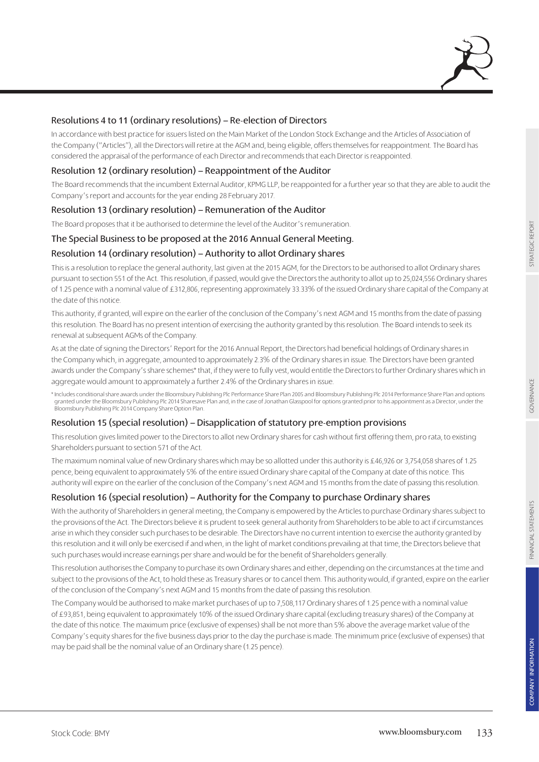### Resolutions 4 to 11 (ordinary resolutions) – Re-election of Directors

In accordance with best practice for issuers listed on the Main Market of the London Stock Exchange and the Articles of Association of the Company ("Articles"), all the Directors will retire at the AGM and, being eligible, offers themselves for reappointment. The Board has considered the appraisal of the performance of each Director and recommends that each Director is reappointed.

### Resolution 12 (ordinary resolution) – Reappointment of the Auditor

The Board recommends that the incumbent External Auditor, KPMG LLP, be reappointed for a further year so that they are able to audit the Company's report and accounts for the year ending 28 February 2017.

### Resolution 13 (ordinary resolution) – Remuneration of the Auditor

The Board proposes that it be authorised to determine the level of the Auditor's remuneration.

### The Special Business to be proposed at the 2016 Annual General Meeting.

### Resolution 14 (ordinary resolution) – Authority to allot Ordinary shares

This is a resolution to replace the general authority, last given at the 2015 AGM, for the Directors to be authorised to allot Ordinary shares pursuant to section 551 of the Act. This resolution, if passed, would give the Directors the authority to allot up to 25,024,556 Ordinary shares of 1.25 pence with a nominal value of £312,806, representing approximately 33.33% of the issued Ordinary share capital of the Company at the date of this notice.

This authority, if granted, will expire on the earlier of the conclusion of the Company's next AGM and 15 months from the date of passing this resolution. The Board has no present intention of exercising the authority granted by this resolution. The Board intends to seek its renewal at subsequent AGMs of the Company.

As at the date of signing the Directors' Report for the 2016 Annual Report, the Directors had beneficial holdings of Ordinary shares in the Company which, in aggregate, amounted to approximately 2.3% of the Ordinary shares in issue. The Directors have been granted awards under the Company's share schemes* that, if they were to fully vest, would entitle the Directors to further Ordinary shares which in aggregate would amount to approximately a further 2.4% of the Ordinary shares in issue.

\* Includes conditional share awards under the Bloomsbury Publishing Plc Performance Share Plan 2005 and Bloomsbury Publishing Plc 2014 Performance Share Plan and options granted under the Bloomsbury Publishing Plc 2014 Sharesave Plan and, in the case of Jonathan Glasspool for options granted prior to his appointment as a Director, under the Bloomsbury Publishing Plc 2014 Company Share Option Plan.

### Resolution 15 (special resolution) – Disapplication of statutory pre-emption provisions

This resolution gives limited power to the Directors to allot new Ordinary shares for cash without first offering them, pro rata, to existing Shareholders pursuant to section 571 of the Act.

The maximum nominal value of new Ordinary shares which may be so allotted under this authority is £46,926 or 3,754,058 shares of 1.25 pence, being equivalent to approximately 5% of the entire issued Ordinary share capital of the Company at date of this notice. This authority will expire on the earlier of the conclusion of the Company's next AGM and 15 months from the date of passing this resolution.

### Resolution 16 (special resolution) – Authority for the Company to purchase Ordinary shares

With the authority of Shareholders in general meeting, the Company is empowered by the Articles to purchase Ordinary shares subject to the provisions of the Act. The Directors believe it is prudent to seek general authority from Shareholders to be able to act if circumstances arise in which they consider such purchases to be desirable. The Directors have no current intention to exercise the authority granted by this resolution and it will only be exercised if and when, in the light of market conditions prevailing at that time, the Directors believe that such purchases would increase earnings per share and would be for the benefit of Shareholders generally.

This resolution authorises the Company to purchase its own Ordinary shares and either, depending on the circumstances at the time and subject to the provisions of the Act, to hold these as Treasury shares or to cancel them. This authority would, if granted, expire on the earlier of the conclusion of the Company's next AGM and 15 months from the date of passing this resolution.

The Company would be authorised to make market purchases of up to 7,508,117 Ordinary shares of 1.25 pence with a nominal value of £93,851, being equivalent to approximately 10% of the issued Ordinary share capital (excluding treasury shares) of the Company at the date of this notice. The maximum price (exclusive of expenses) shall be not more than 5% above the average market value of the Company's equity shares for the five business days prior to the day the purchase is made. The minimum price (exclusive of expenses) that may be paid shall be the nominal value of an Ordinary share (1.25 pence).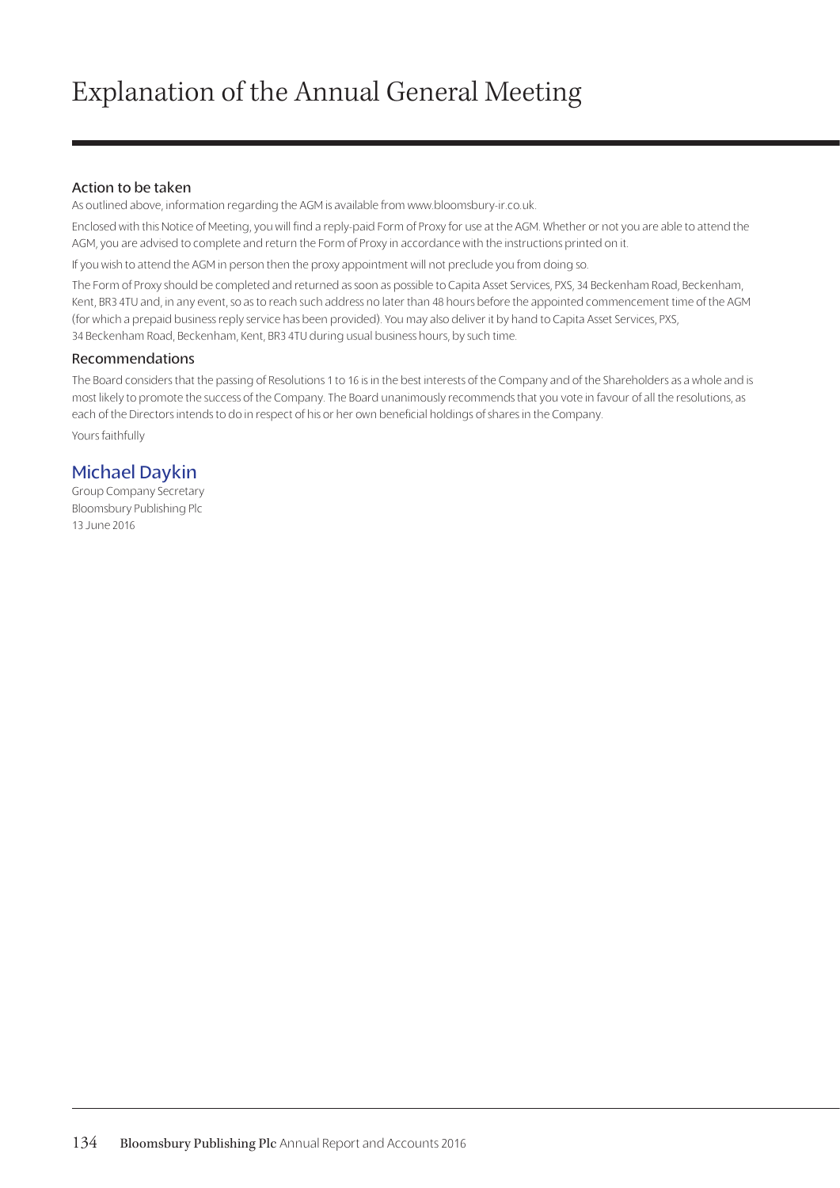# Explanation of the Annual General Meeting

### Action to be taken

As outlined above, information regarding the AGM is available from www.bloomsbury-ir.co.uk.

Enclosed with this Notice of Meeting, you will find a reply-paid Form of Proxy for use at the AGM. Whether or not you are able to attend the AGM, you are advised to complete and return the Form of Proxy in accordance with the instructions printed on it.

If you wish to attend the AGM in person then the proxy appointment will not preclude you from doing so.

The Form of Proxy should be completed and returned as soon as possible to Capita Asset Services, PXS, 34 Beckenham Road, Beckenham, Kent, BR3 4TU and, in any event, so as to reach such address no later than 48 hours before the appointed commencement time of the AGM (for which a prepaid business reply service has been provided). You may also deliver it by hand to Capita Asset Services, PXS, 34 Beckenham Road, Beckenham, Kent, BR3 4TU during usual business hours, by such time.

### Recommendations

The Board considers that the passing of Resolutions 1 to 16 is in the best interests of the Company and of the Shareholders as a whole and is most likely to promote the success of the Company. The Board unanimously recommends that you vote in favour of all the resolutions, as each of the Directors intends to do in respect of his or her own beneficial holdings of shares in the Company.

Yours faithfully

**Michael Daykin**
Group Company Secretary
Bloomsbury Publishing Plc
13 June 2016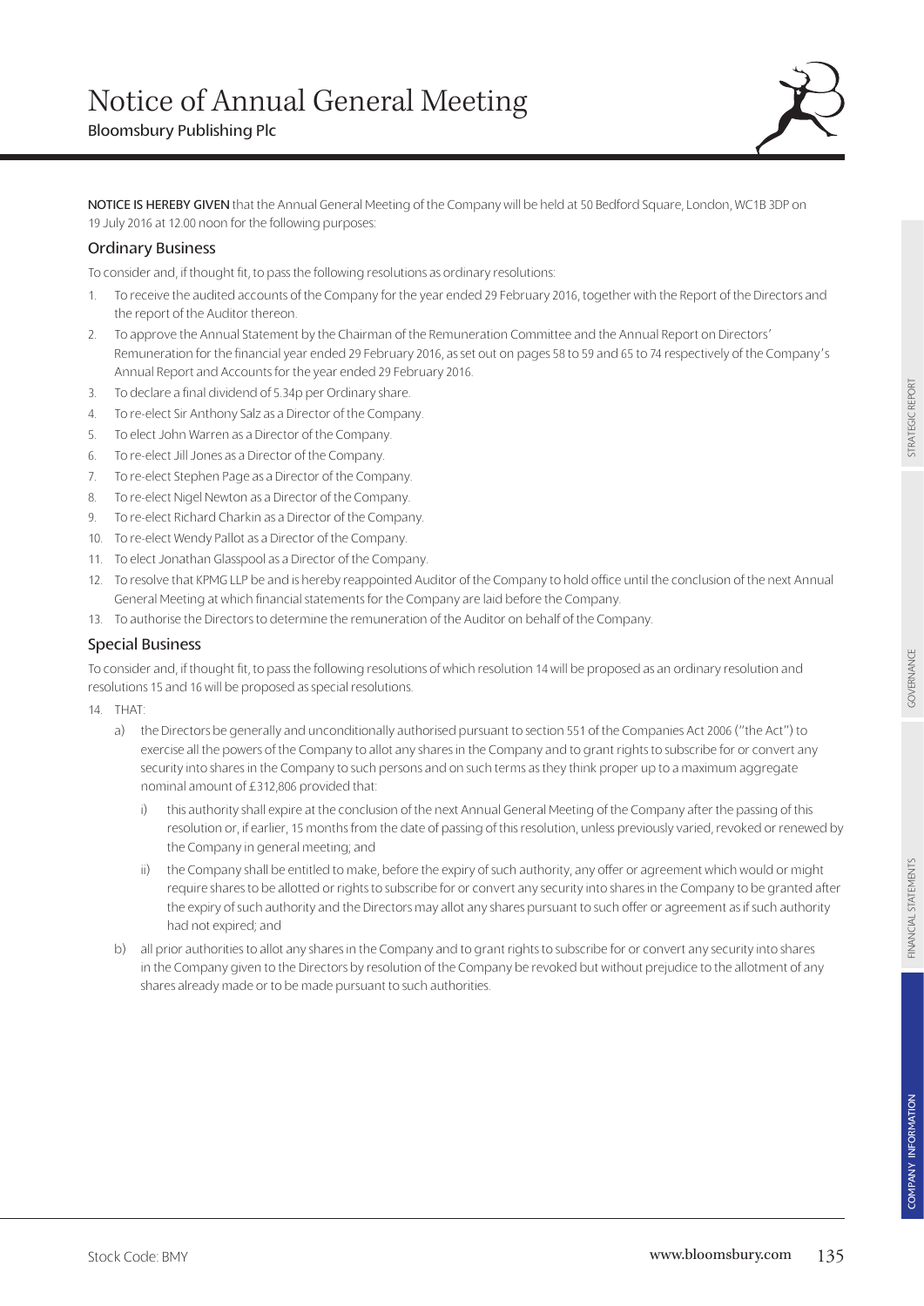# Notice of Annual General Meeting

Bloomsbury Publishing Plc

**NOTICE IS HEREBY GIVEN** that the Annual General Meeting of the Company will be held at 50 Bedford Square, London, WC1B 3DP on 19 July 2016 at 12.00 noon for the following purposes:

## Ordinary Business

To consider and, if thought fit, to pass the following resolutions as ordinary resolutions:

1. To receive the audited accounts of the Company for the year ended 29 February 2016, together with the Report of the Directors and the report of the Auditor thereon.
2. To approve the Annual Statement by the Chairman of the Remuneration Committee and the Annual Report on Directors' Remuneration for the financial year ended 29 February 2016, as set out on pages 58 to 59 and 65 to 74 respectively of the Company's Annual Report and Accounts for the year ended 29 February 2016.
3. To declare a final dividend of 5.34p per Ordinary share.
4. To re-elect Sir Anthony Salz as a Director of the Company.
5. To elect John Warren as a Director of the Company.
6. To re-elect Jill Jones as a Director of the Company.
7. To re-elect Stephen Page as a Director of the Company.
8. To re-elect Nigel Newton as a Director of the Company.
9. To re-elect Richard Charkin as a Director of the Company.
10. To re-elect Wendy Pallot as a Director of the Company.
11. To elect Jonathan Glasspool as a Director of the Company.
12. To resolve that KPMG LLP be and is hereby reappointed Auditor of the Company to hold office until the conclusion of the next Annual General Meeting at which financial statements for the Company are laid before the Company.
13. To authorise the Directors to determine the remuneration of the Auditor on behalf of the Company.

## Special Business

To consider and, if thought fit, to pass the following resolutions of which resolution 14 will be proposed as an ordinary resolution and resolutions 15 and 16 will be proposed as special resolutions.

14. THAT:
    a) the Directors be generally and unconditionally authorised pursuant to section 551 of the Companies Act 2006 ("the Act") to exercise all the powers of the Company to allot any shares in the Company and to grant rights to subscribe for or convert any security into shares in the Company to such persons and on such terms as they think proper up to a maximum aggregate nominal amount of £312,806 provided that:
        i) this authority shall expire at the conclusion of the next Annual General Meeting of the Company after the passing of this resolution or, if earlier, 15 months from the date of passing of this resolution, unless previously varied, revoked or renewed by the Company in general meeting; and
        ii) the Company shall be entitled to make, before the expiry of such authority, any offer or agreement which would or might require shares to be allotted or rights to subscribe for or convert any security into shares in the Company to be granted after the expiry of such authority and the Directors may allot any shares pursuant to such offer or agreement as if such authority had not expired; and
    b) all prior authorities to allot any shares in the Company and to grant rights to subscribe for or convert any security into shares in the Company given to the Directors by resolution of the Company be revoked but without prejudice to the allotment of any shares already made or to be made pursuant to such authorities.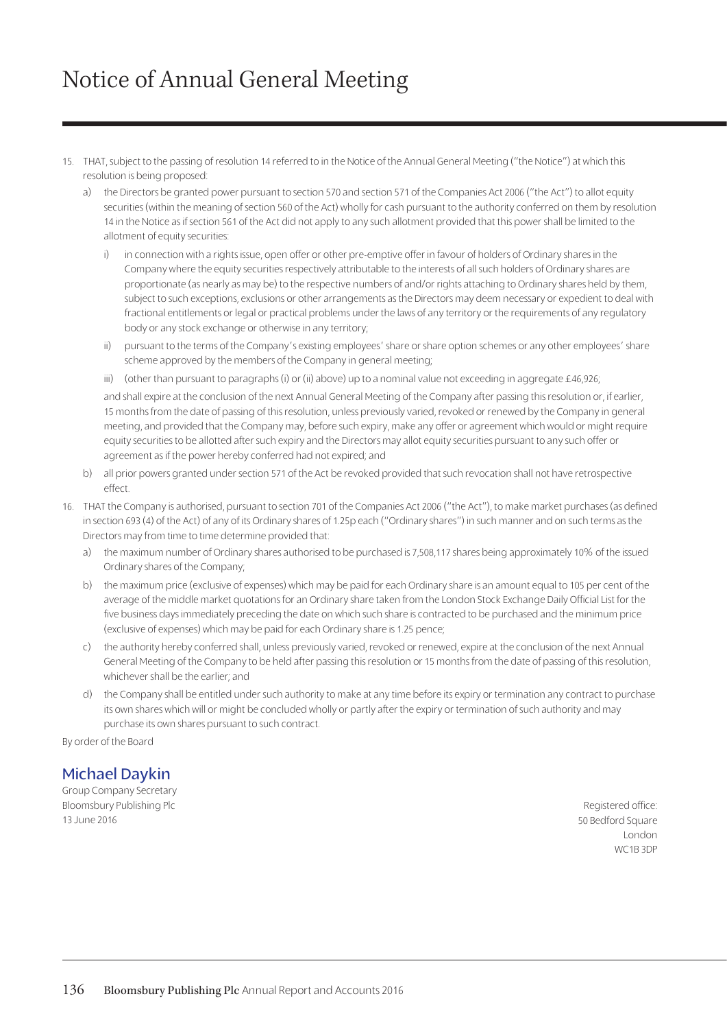# Notice of Annual General Meeting

15. THAT, subject to the passing of resolution 14 referred to in the Notice of the Annual General Meeting ("the Notice") at which this resolution is being proposed:

    a) the Directors be granted power pursuant to section 570 and section 571 of the Companies Act 2006 ("the Act") to allot equity securities (within the meaning of section 560 of the Act) wholly for cash pursuant to the authority conferred on them by resolution 14 in the Notice as if section 561 of the Act did not apply to any such allotment provided that this power shall be limited to the allotment of equity securities:

        i) in connection with a rights issue, open offer or other pre-emptive offer in favour of holders of Ordinary shares in the Company where the equity securities respectively attributable to the interests of all such holders of Ordinary shares are proportionate (as nearly as may be) to the respective numbers of and/or rights attaching to Ordinary shares held by them, subject to such exceptions, exclusions or other arrangements as the Directors may deem necessary or expedient to deal with fractional entitlements or legal or practical problems under the laws of any territory or the requirements of any regulatory body or any stock exchange or otherwise in any territory;

        ii) pursuant to the terms of the Company's existing employees' share or share option schemes or any other employees' share scheme approved by the members of the Company in general meeting;

        iii) (other than pursuant to paragraphs (i) or (ii) above) up to a nominal value not exceeding in aggregate £46,926;

        and shall expire at the conclusion of the next Annual General Meeting of the Company after passing this resolution or, if earlier, 15 months from the date of passing of this resolution, unless previously varied, revoked or renewed by the Company in general meeting, and provided that the Company may, before such expiry, make any offer or agreement which would or might require equity securities to be allotted after such expiry and the Directors may allot equity securities pursuant to any such offer or agreement as if the power hereby conferred had not expired; and

    b) all prior powers granted under section 571 of the Act be revoked provided that such revocation shall not have retrospective effect.

16. THAT the Company is authorised, pursuant to section 701 of the Companies Act 2006 ("the Act"), to make market purchases (as defined in section 693 (4) of the Act) of any of its Ordinary shares of 1.25p each ("Ordinary shares") in such manner and on such terms as the Directors may from time to time determine provided that:

    a) the maximum number of Ordinary shares authorised to be purchased is 7,508,117 shares being approximately 10% of the issued Ordinary shares of the Company;

    b) the maximum price (exclusive of expenses) which may be paid for each Ordinary share is an amount equal to 105 per cent of the average of the middle market quotations for an Ordinary share taken from the London Stock Exchange Daily Official List for the five business days immediately preceding the date on which such share is contracted to be purchased and the minimum price (exclusive of expenses) which may be paid for each Ordinary share is 1.25 pence;

    c) the authority hereby conferred shall, unless previously varied, revoked or renewed, expire at the conclusion of the next Annual General Meeting of the Company to be held after passing this resolution or 15 months from the date of passing of this resolution, whichever shall be the earlier; and

    d) the Company shall be entitled under such authority to make at any time before its expiry or termination any contract to purchase its own shares which will or might be concluded wholly or partly after the expiry or termination of such authority and may purchase its own shares pursuant to such contract.

By order of the Board

## Michael Daykin

Group Company Secretary
Bloomsbury Publishing Plc
13 June 2016

Registered office:
50 Bedford Square
London
WC1B 3DP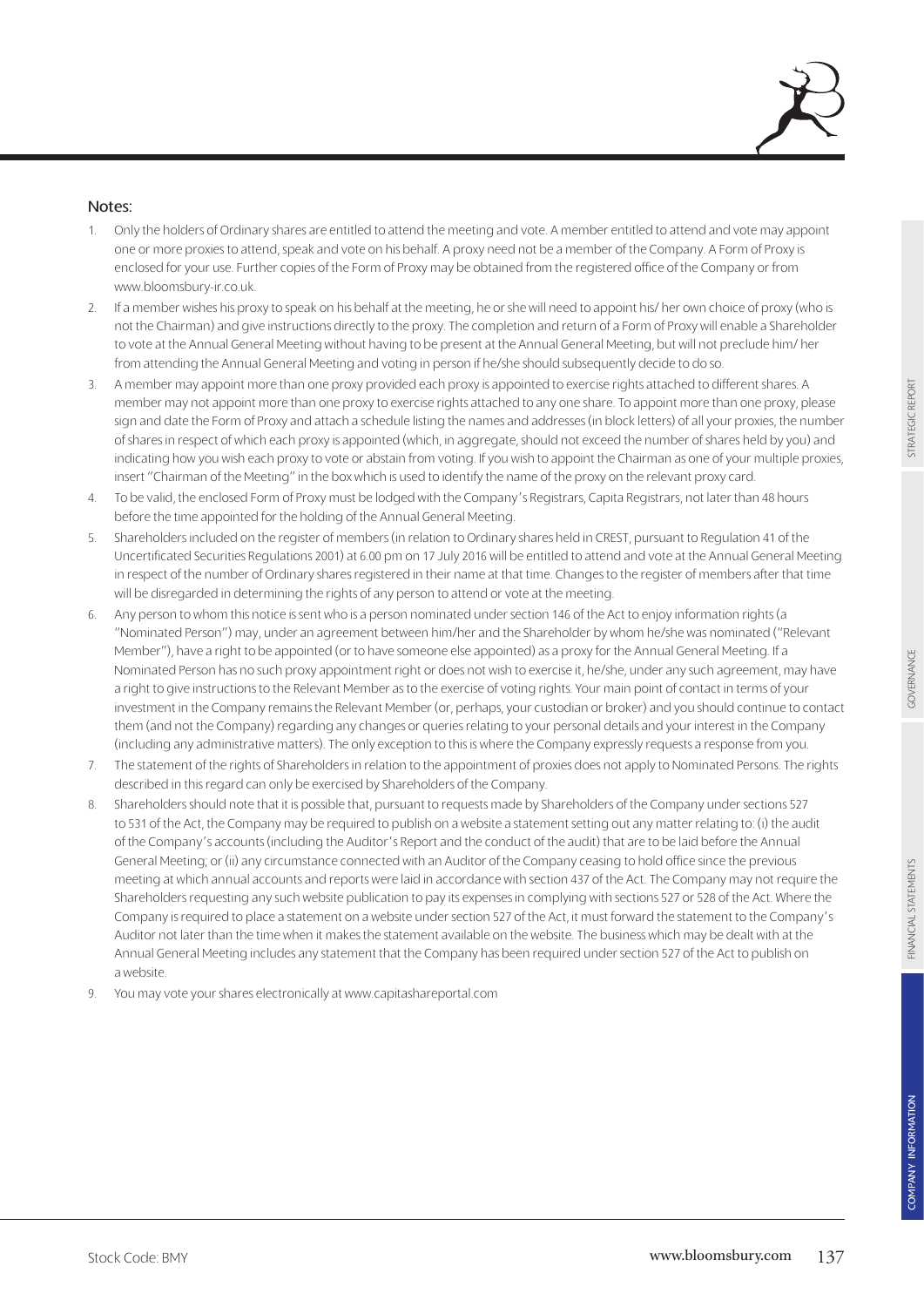## Notes:

1. Only the holders of Ordinary shares are entitled to attend the meeting and vote. A member entitled to attend and vote may appoint one or more proxies to attend, speak and vote on his behalf. A proxy need not be a member of the Company. A Form of Proxy is enclosed for your use. Further copies of the Form of Proxy may be obtained from the registered office of the Company or from www.bloomsbury-ir.co.uk.
2. If a member wishes his proxy to speak on his behalf at the meeting, he or she will need to appoint his/ her own choice of proxy (who is not the Chairman) and give instructions directly to the proxy. The completion and return of a Form of Proxy will enable a Shareholder to vote at the Annual General Meeting without having to be present at the Annual General Meeting, but will not preclude him/ her from attending the Annual General Meeting and voting in person if he/she should subsequently decide to do so.
3. A member may appoint more than one proxy provided each proxy is appointed to exercise rights attached to different shares. A member may not appoint more than one proxy to exercise rights attached to any one share. To appoint more than one proxy, please sign and date the Form of Proxy and attach a schedule listing the names and addresses (in block letters) of all your proxies, the number of shares in respect of which each proxy is appointed (which, in aggregate, should not exceed the number of shares held by you) and indicating how you wish each proxy to vote or abstain from voting. If you wish to appoint the Chairman as one of your multiple proxies, insert "Chairman of the Meeting" in the box which is used to identify the name of the proxy on the relevant proxy card.
4. To be valid, the enclosed Form of Proxy must be lodged with the Company's Registrars, Capita Registrars, not later than 48 hours before the time appointed for the holding of the Annual General Meeting.
5. Shareholders included on the register of members (in relation to Ordinary shares held in CREST, pursuant to Regulation 41 of the Uncertificated Securities Regulations 2001) at 6.00 pm on 17 July 2016 will be entitled to attend and vote at the Annual General Meeting in respect of the number of Ordinary shares registered in their name at that time. Changes to the register of members after that time will be disregarded in determining the rights of any person to attend or vote at the meeting.
6. Any person to whom this notice is sent who is a person nominated under section 146 of the Act to enjoy information rights (a "Nominated Person") may, under an agreement between him/her and the Shareholder by whom he/she was nominated ("Relevant Member"), have a right to be appointed (or to have someone else appointed) as a proxy for the Annual General Meeting. If a Nominated Person has no such proxy appointment right or does not wish to exercise it, he/she, under any such agreement, may have a right to give instructions to the Relevant Member as to the exercise of voting rights. Your main point of contact in terms of your investment in the Company remains the Relevant Member (or, perhaps, your custodian or broker) and you should continue to contact them (and not the Company) regarding any changes or queries relating to your personal details and your interest in the Company (including any administrative matters). The only exception to this is where the Company expressly requests a response from you.
7. The statement of the rights of Shareholders in relation to the appointment of proxies does not apply to Nominated Persons. The rights described in this regard can only be exercised by Shareholders of the Company.
8. Shareholders should note that it is possible that, pursuant to requests made by Shareholders of the Company under sections 527 to 531 of the Act, the Company may be required to publish on a website a statement setting out any matter relating to: (i) the audit of the Company's accounts (including the Auditor's Report and the conduct of the audit) that are to be laid before the Annual General Meeting; or (ii) any circumstance connected with an Auditor of the Company ceasing to hold office since the previous meeting at which annual accounts and reports were laid in accordance with section 437 of the Act. The Company may not require the Shareholders requesting any such website publication to pay its expenses in complying with sections 527 or 528 of the Act. Where the Company is required to place a statement on a website under section 527 of the Act, it must forward the statement to the Company's Auditor not later than the time when it makes the statement available on the website. The business which may be dealt with at the Annual General Meeting includes any statement that the Company has been required under section 527 of the Act to publish on a website.
9. You may vote your shares electronically at www.capitashareportal.com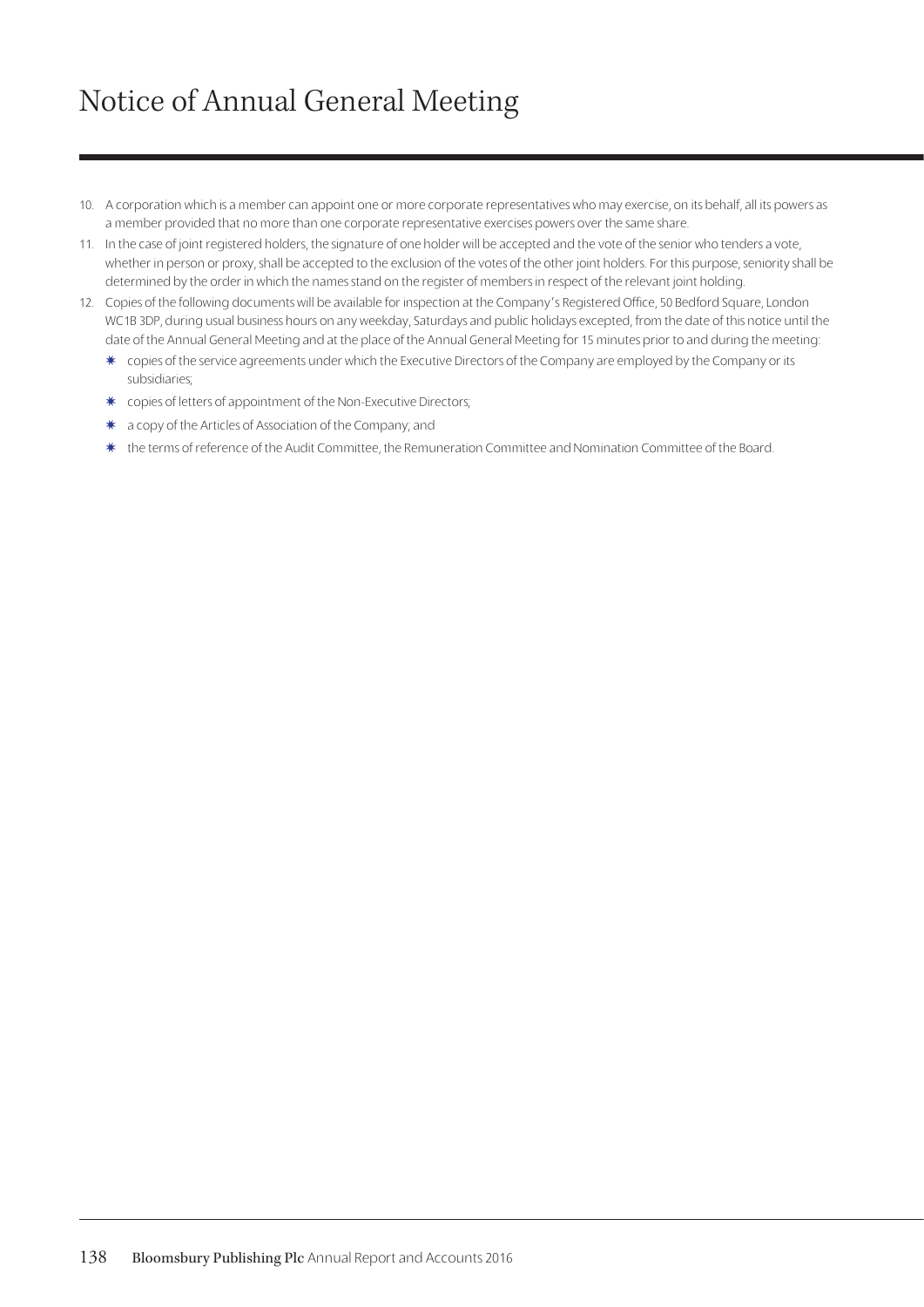# Notice of Annual General Meeting

10. A corporation which is a member can appoint one or more corporate representatives who may exercise, on its behalf, all its powers as a member provided that no more than one corporate representative exercises powers over the same share.
11. In the case of joint registered holders, the signature of one holder will be accepted and the vote of the senior who tenders a vote, whether in person or proxy, shall be accepted to the exclusion of the votes of the other joint holders. For this purpose, seniority shall be determined by the order in which the names stand on the register of members in respect of the relevant joint holding.
12. Copies of the following documents will be available for inspection at the Company's Registered Office, 50 Bedford Square, London WC1B 3DP, during usual business hours on any weekday, Saturdays and public holidays excepted, from the date of this notice until the date of the Annual General Meeting and at the place of the Annual General Meeting for 15 minutes prior to and during the meeting:
    - copies of the service agreements under which the Executive Directors of the Company are employed by the Company or its subsidiaries;
    - copies of letters of appointment of the Non-Executive Directors;
    - a copy of the Articles of Association of the Company; and
    - the terms of reference of the Audit Committee, the Remuneration Committee and Nomination Committee of the Board.